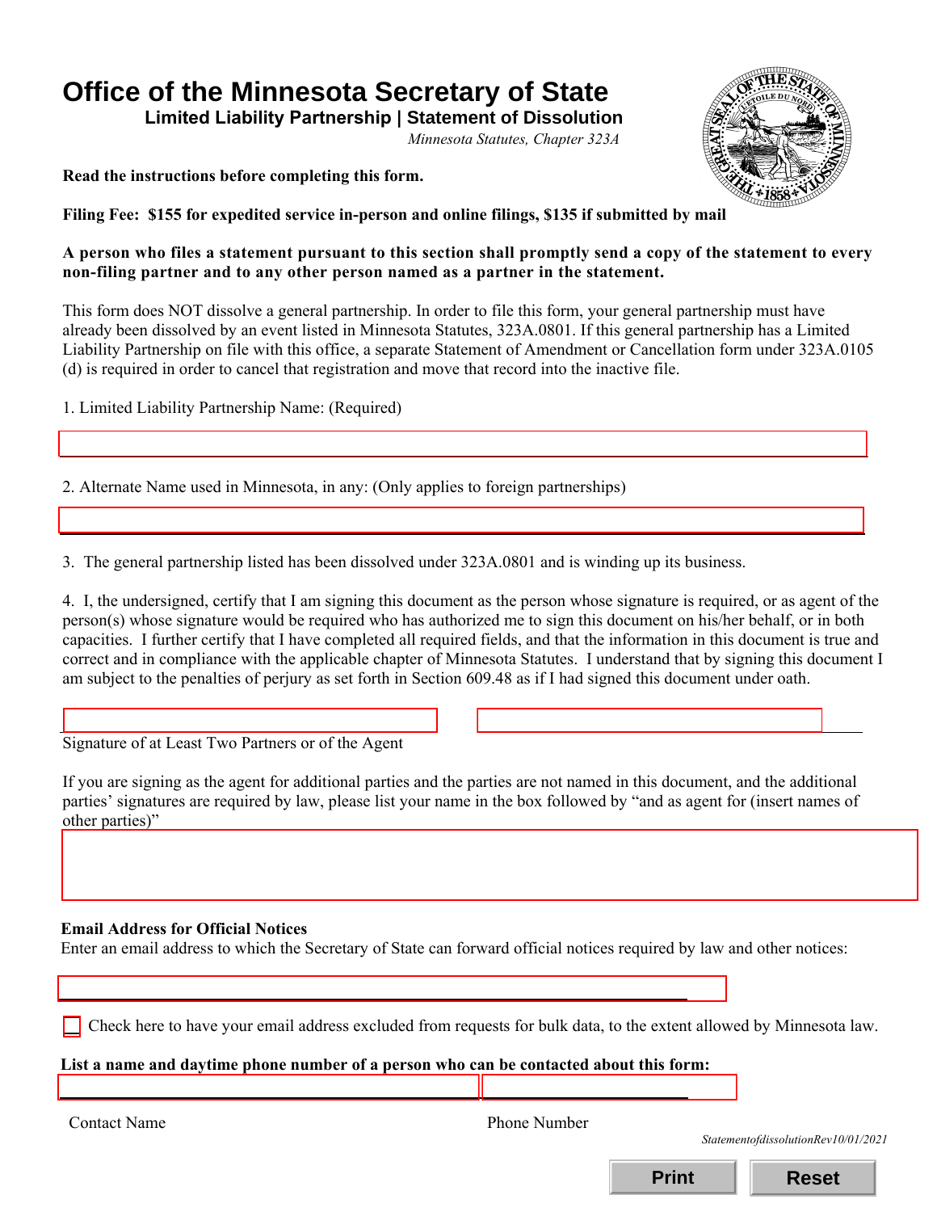# Office of the Minnesota Secretary of State

## Limited Liability Partnership | Statement of Dissolution

*Minnesota Statutes, Chapter 323A*

**Read the instructions before completing this form.**

**Filing Fee: $155 for expedited service in-person and online filings, $135 if submitted by mail**

**A person who files a statement pursuant to this section shall promptly send a copy of the statement to every non-filing partner and to any other person named as a partner in the statement.**

This form does NOT dissolve a general partnership. In order to file this form, your general partnership must have already been dissolved by an event listed in Minnesota Statutes, 323A.0801. If this general partnership has a Limited Liability Partnership on file with this office, a separate Statement of Amendment or Cancellation form under 323A.0105 (d) is required in order to cancel that registration and move that record into the inactive file.

1. Limited Liability Partnership Name: (Required)

2. Alternate Name used in Minnesota, in any: (Only applies to foreign partnerships)

3. The general partnership listed has been dissolved under 323A.0801 and is winding up its business.

4. I, the undersigned, certify that I am signing this document as the person whose signature is required, or as agent of the person(s) whose signature would be required who has authorized me to sign this document on his/her behalf, or in both capacities. I further certify that I have completed all required fields, and that the information in this document is true and correct and in compliance with the applicable chapter of Minnesota Statutes. I understand that by signing this document I am subject to the penalties of perjury as set forth in Section 609.48 as if I had signed this document under oath.

Signature of at Least Two Partners or of the Agent

If you are signing as the agent for additional parties and the parties are not named in this document, and the additional parties' signatures are required by law, please list your name in the box followed by "and as agent for (insert names of other parties)"

**Email Address for Official Notices**

Enter an email address to which the Secretary of State can forward official notices required by law and other notices:

☐ Check here to have your email address excluded from requests for bulk data, to the extent allowed by Minnesota law.

**List a name and daytime phone number of a person who can be contacted about this form:**

Contact Name

Phone Number

*StatementofdissolutionRev10/01/2021*

Print Reset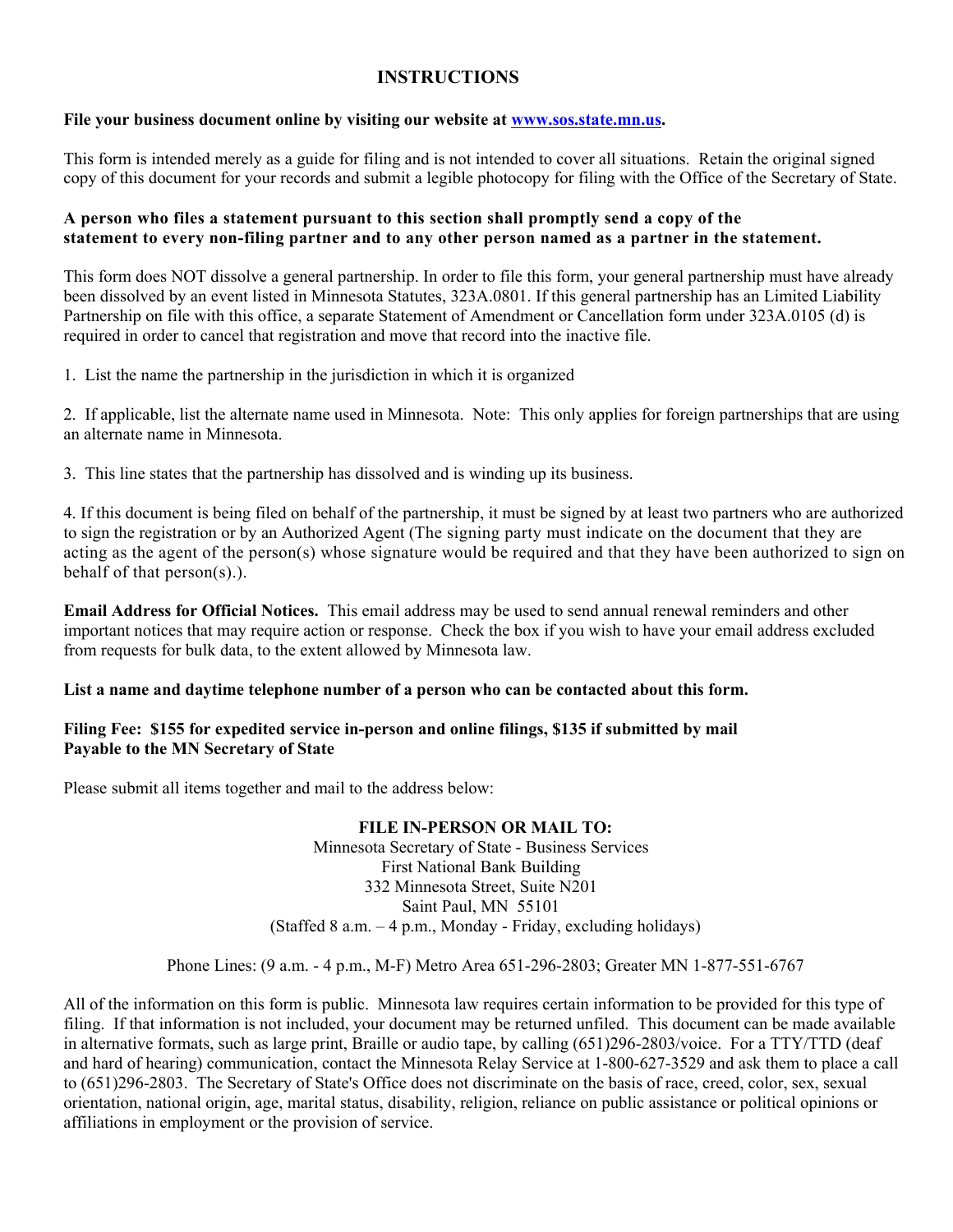# INSTRUCTIONS

**File your business document online by visiting our website at [www.sos.state.mn.us](http://www.sos.state.mn.us).**

This form is intended merely as a guide for filing and is not intended to cover all situations. Retain the original signed copy of this document for your records and submit a legible photocopy for filing with the Office of the Secretary of State.

**A person who files a statement pursuant to this section shall promptly send a copy of the statement to every non-filing partner and to any other person named as a partner in the statement.**

This form does NOT dissolve a general partnership. In order to file this form, your general partnership must have already been dissolved by an event listed in Minnesota Statutes, 323A.0801. If this general partnership has an Limited Liability Partnership on file with this office, a separate Statement of Amendment or Cancellation form under 323A.0105 (d) is required in order to cancel that registration and move that record into the inactive file.

1. List the name the partnership in the jurisdiction in which it is organized

2. If applicable, list the alternate name used in Minnesota. Note: This only applies for foreign partnerships that are using an alternate name in Minnesota.

3. This line states that the partnership has dissolved and is winding up its business.

4. If this document is being filed on behalf of the partnership, it must be signed by at least two partners who are authorized to sign the registration or by an Authorized Agent (The signing party must indicate on the document that they are acting as the agent of the person(s) whose signature would be required and that they have been authorized to sign on behalf of that person(s).).

**Email Address for Official Notices.** This email address may be used to send annual renewal reminders and other important notices that may require action or response. Check the box if you wish to have your email address excluded from requests for bulk data, to the extent allowed by Minnesota law.

**List a name and daytime telephone number of a person who can be contacted about this form.**

**Filing Fee: $155 for expedited service in-person and online filings, $135 if submitted by mail**
**Payable to the MN Secretary of State**

Please submit all items together and mail to the address below:

**FILE IN-PERSON OR MAIL TO:**
Minnesota Secretary of State - Business Services
First National Bank Building
332 Minnesota Street, Suite N201
Saint Paul, MN 55101
(Staffed 8 a.m. – 4 p.m., Monday - Friday, excluding holidays)

Phone Lines: (9 a.m. - 4 p.m., M-F) Metro Area 651-296-2803; Greater MN 1-877-551-6767

All of the information on this form is public. Minnesota law requires certain information to be provided for this type of filing. If that information is not included, your document may be returned unfiled. This document can be made available in alternative formats, such as large print, Braille or audio tape, by calling (651)296-2803/voice. For a TTY/TTD (deaf and hard of hearing) communication, contact the Minnesota Relay Service at 1-800-627-3529 and ask them to place a call to (651)296-2803. The Secretary of State's Office does not discriminate on the basis of race, creed, color, sex, sexual orientation, national origin, age, marital status, disability, religion, reliance on public assistance or political opinions or affiliations in employment or the provision of service.